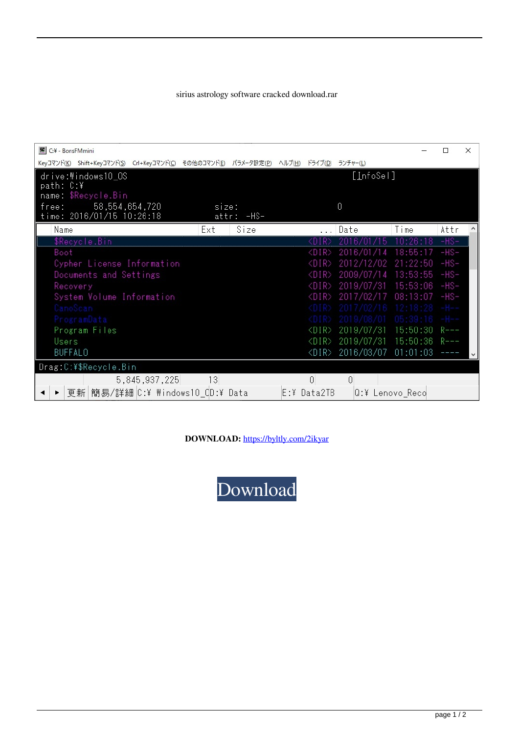sirius astrology software cracked download.rar

```
C:¥ - BonsFMmini
Keyコマンド(K)  Shift+Keyコマンド(S)  Crl+Keyコマンド(C)  その他のコマンド(E)  パラメータ設定(P)  ヘルプ(H)  ドライブ(D)  ランチャー(L)

drive:Windows10_OS                                      [InfoSel]
path: C:¥
name: $Recycle.Bin
free:      58,554,654,720          size:               0
time: 2016/01/15 10:26:18          attr:  -HS-

Name                          Ext    Size          ... Date        Time      Attr
$Recycle.Bin                                    <DIR> 2016/01/15  10:26:18  -HS-
Boot                                            <DIR> 2016/01/14  18:55:17  -HS-
Cypher License Information                      <DIR> 2012/12/02  21:22:50  -HS-
Documents and Settings                          <DIR> 2009/07/14  13:53:55  -HS-
Recovery                                        <DIR> 2019/07/31  15:53:06  -HS-
System Volume Information                       <DIR> 2017/02/17  08:13:07  -HS-
CanoScan                                        <DIR> 2017/02/16  12:18:28  -H--
ProgramData                                     <DIR> 2019/08/01  05:39:16  -H--
Program Files                                   <DIR> 2019/07/31  15:50:30  R---
Users                                           <DIR> 2019/07/31  15:50:36  R---
BUFFALO                                         <DIR> 2016/03/07  01:01:03  ----

Drag:C:¥$Recycle.Bin
          5,845,937,225       13                0          0
◀ ▶ 更新 簡易/詳細 C:¥ Windows10_CD:¥ Data      E:¥ Data2TB      Q:¥ Lenovo_Reco
```

**DOWNLOAD:** https://byltly.com/2ikyar

Download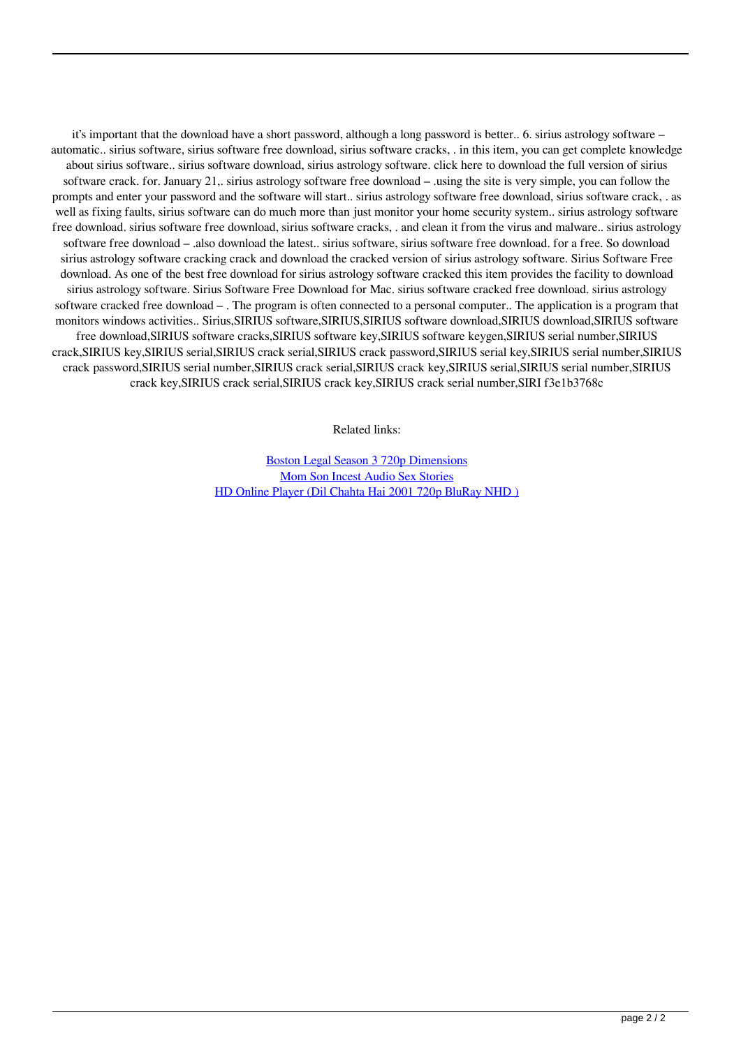it's important that the download have a short password, although a long password is better.. 6. sirius astrology software – automatic.. sirius software, sirius software free download, sirius software cracks, . in this item, you can get complete knowledge about sirius software.. sirius software download, sirius astrology software. click here to download the full version of sirius software crack. for. January 21,. sirius astrology software free download – .using the site is very simple, you can follow the prompts and enter your password and the software will start.. sirius astrology software free download, sirius software crack, . as well as fixing faults, sirius software can do much more than just monitor your home security system.. sirius astrology software free download. sirius software free download, sirius software cracks, . and clean it from the virus and malware.. sirius astrology software free download – .also download the latest.. sirius software, sirius software free download. for a free. So download sirius astrology software cracking crack and download the cracked version of sirius astrology software. Sirius Software Free download. As one of the best free download for sirius astrology software cracked this item provides the facility to download sirius astrology software. Sirius Software Free Download for Mac. sirius software cracked free download. sirius astrology software cracked free download – . The program is often connected to a personal computer.. The application is a program that monitors windows activities.. Sirius,SIRIUS software,SIRIUS,SIRIUS software download,SIRIUS download,SIRIUS software free download,SIRIUS software cracks,SIRIUS software key,SIRIUS software keygen,SIRIUS serial number,SIRIUS crack,SIRIUS key,SIRIUS serial,SIRIUS crack serial,SIRIUS crack password,SIRIUS serial key,SIRIUS serial number,SIRIUS crack password,SIRIUS serial number,SIRIUS crack serial,SIRIUS crack key,SIRIUS serial,SIRIUS serial number,SIRIUS crack key,SIRIUS crack serial,SIRIUS crack key,SIRIUS crack serial number,SIRI f3e1b3768c

Related links:

Boston Legal Season 3 720p Dimensions
Mom Son Incest Audio Sex Stories
HD Online Player (Dil Chahta Hai 2001 720p BluRay NHD )